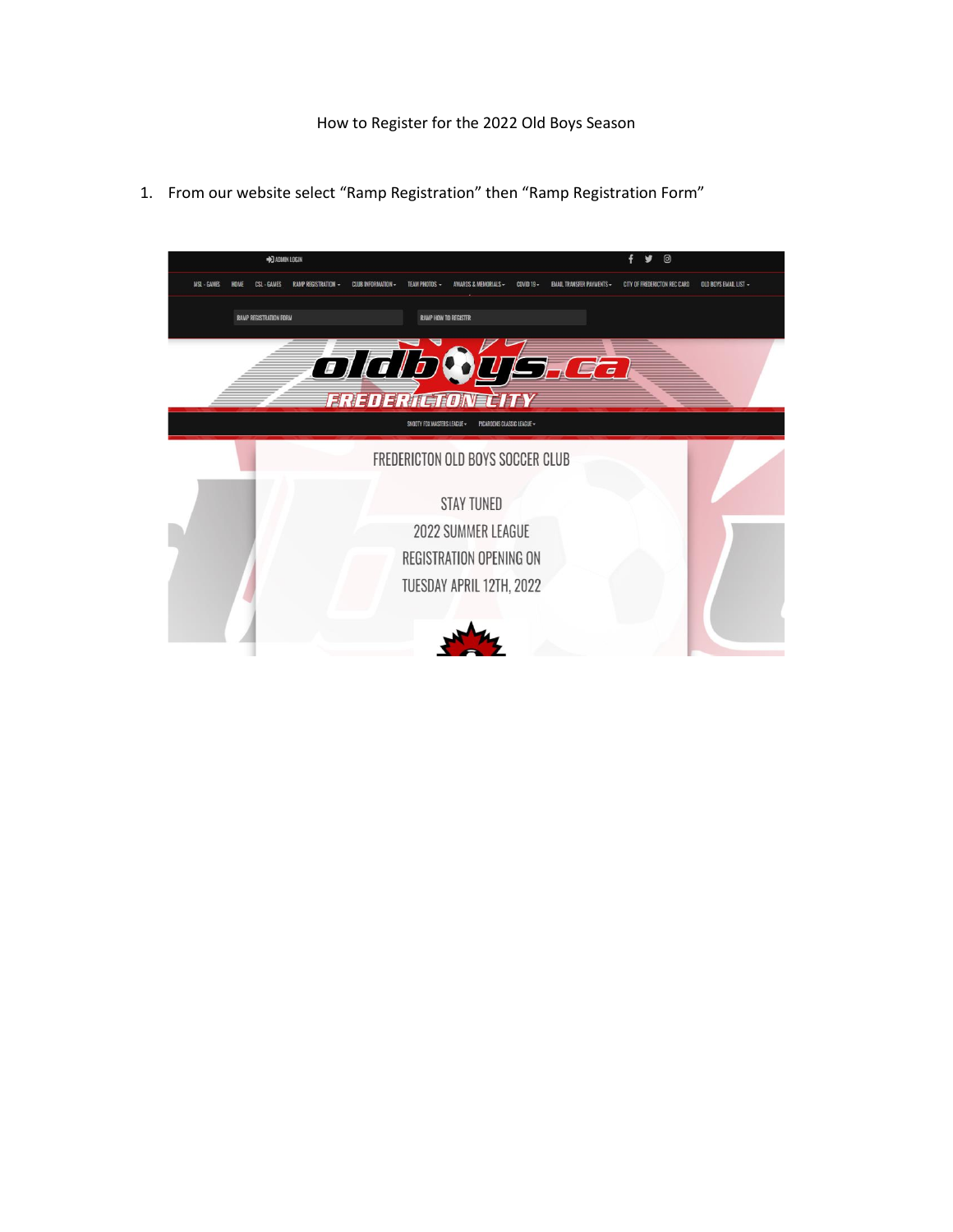How to Register for the 2022 Old Boys Season

1. From our website select “Ramp Registration” then “Ramp Registration Form”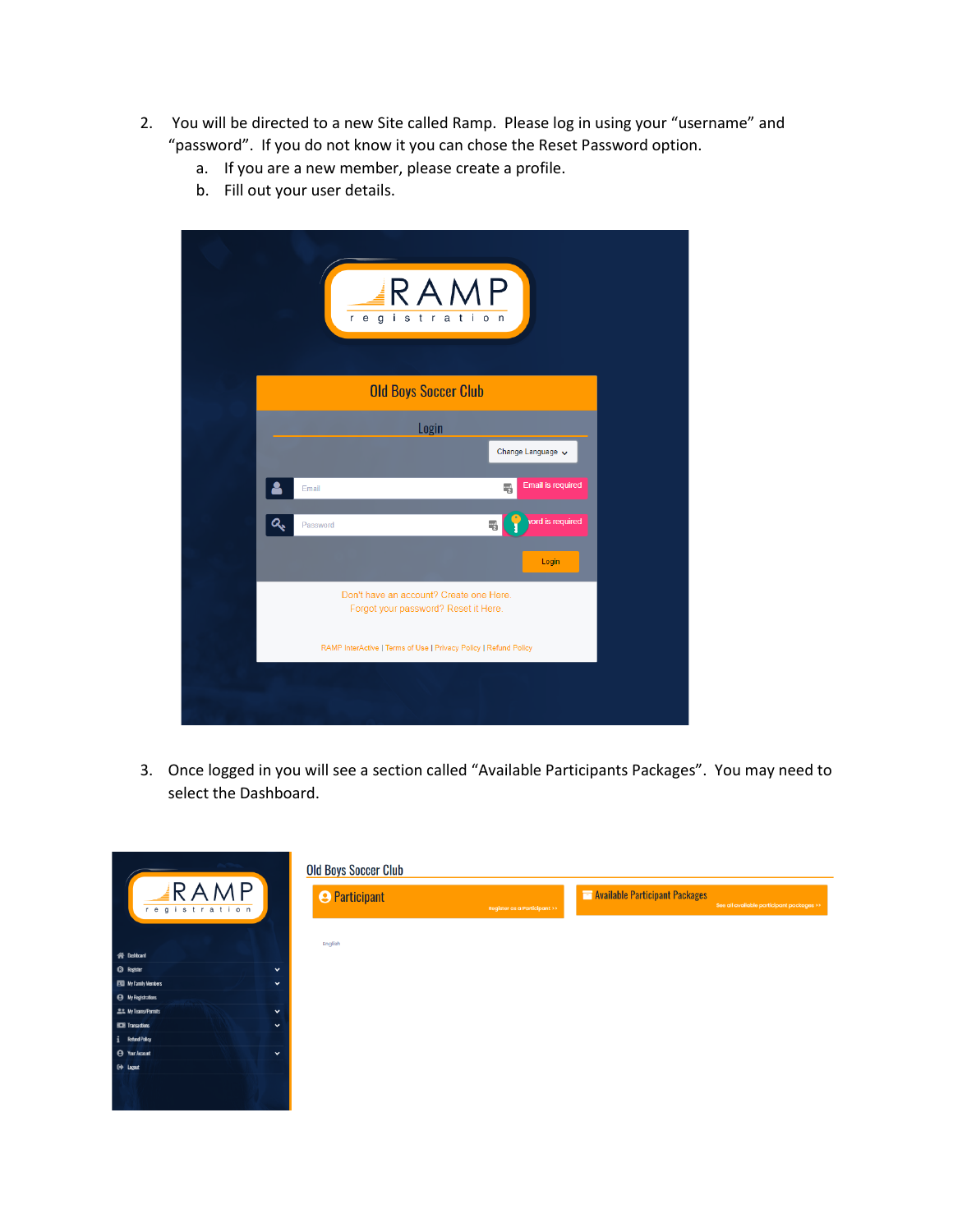2. You will be directed to a new Site called Ramp. Please log in using your "username" and "password". If you do not know it you can chose the Reset Password option.
   a. If you are a new member, please create a profile.
   b. Fill out your user details.

3. Once logged in you will see a section called "Available Participants Packages". You may need to select the Dashboard.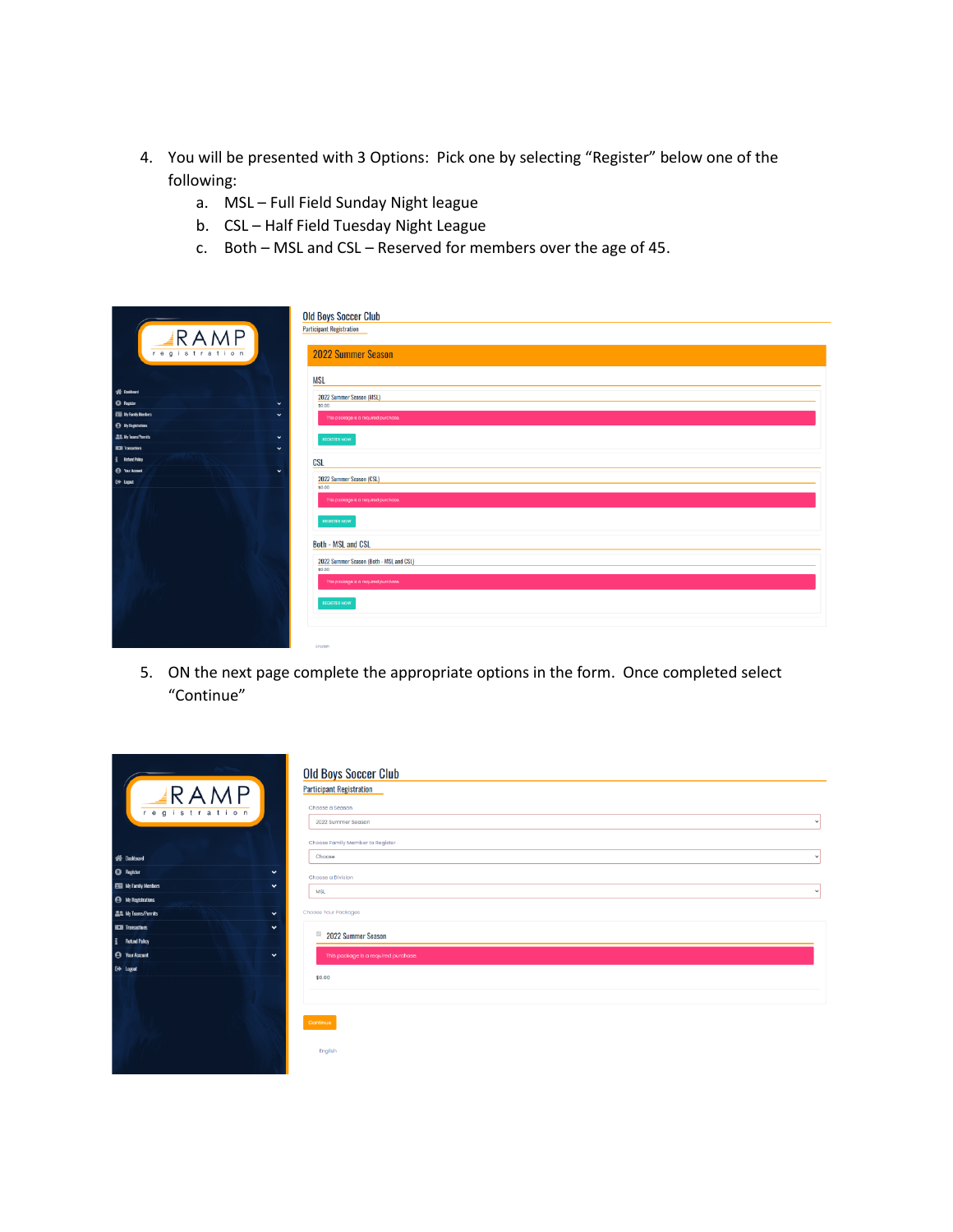4. You will be presented with 3 Options: Pick one by selecting "Register" below one of the following:
    a. MSL – Full Field Sunday Night league
    b. CSL – Half Field Tuesday Night League
    c. Both – MSL and CSL – Reserved for members over the age of 45.

5. ON the next page complete the appropriate options in the form. Once completed select "Continue"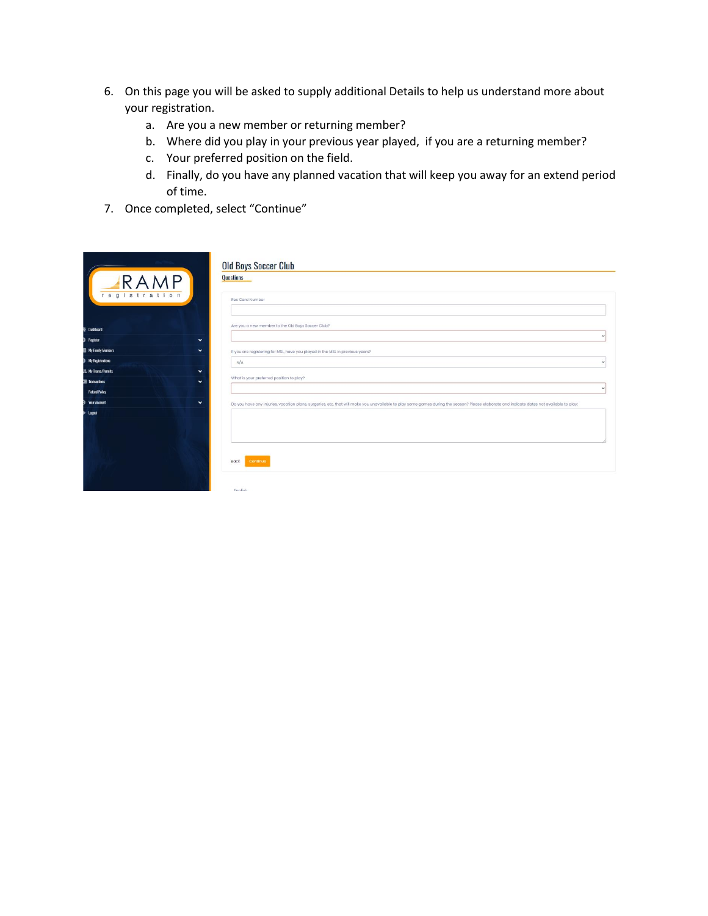6. On this page you will be asked to supply additional Details to help us understand more about your registration.
    a. Are you a new member or returning member?
    b. Where did you play in your previous year played, if you are a returning member?
    c. Your preferred position on the field.
    d. Finally, do you have any planned vacation that will keep you away for an extend period of time.
7. Once completed, select "Continue"

RAMP registration

- Dashboard
- Register
- My Family Members
- My Registrations
- My Teams/Permits
- Transactions
- Refund Policy
- Your Account
- Logout

Old Boys Soccer Club

Questions

Rec Card Number

Are you a new member to the Old Boys Soccer Club?

If you are registering for MSL, have you played in the MSL in previous years?

N/A

What is your preferred position to play?

Do you have any injuries, vacation plans, surgeries, etc. that will make you unavailable to play some games during the season? Please elaborate and indicate dates not available to play:

Back Continue

English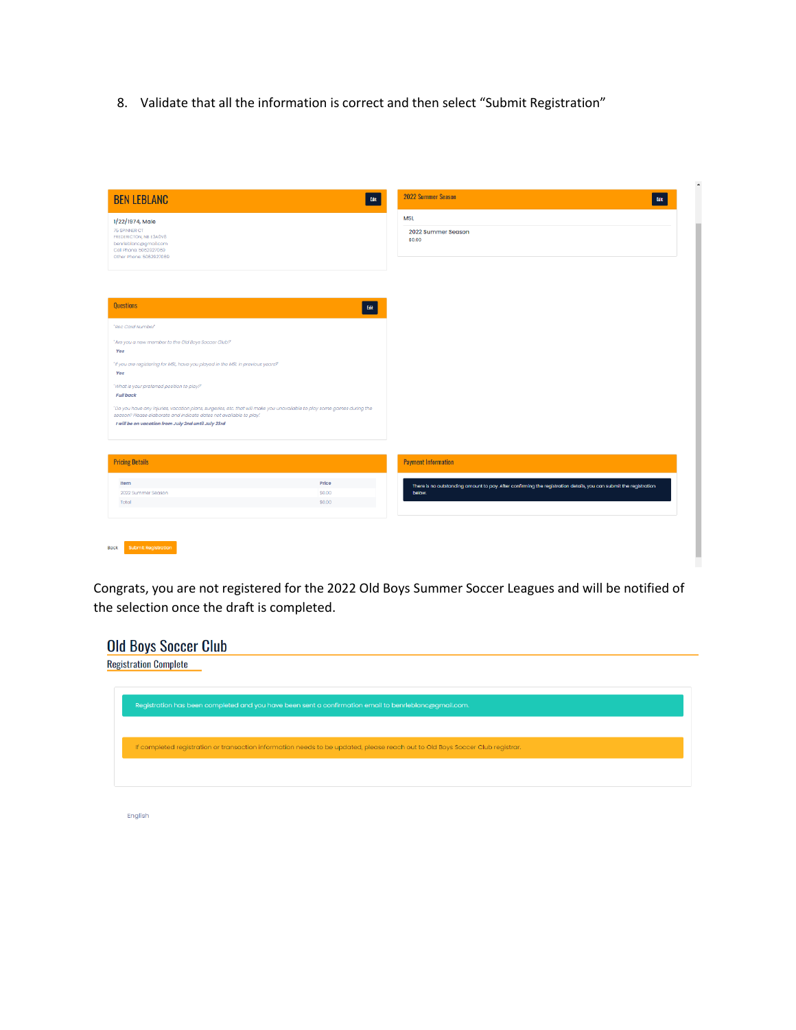8. Validate that all the information is correct and then select "Submit Registration"

**BEN LEBLANC** Edit

1/22/1974, Male
75 SPINNER CT
FREDERICTON, NB E3A0V8
benrleblanc@gmail.com
Cell Phone: 5062627069
Other Phone: 5062627080

**2022 Summer Season** Edit

MSL

2022 Summer Season
$0.00

**Questions** Edit

*Rec Card Number*

*Are you a new member to the Old Boys Soccer Club?*
**Yes**

*If you are registering for MSL, have you played in the MSL in previous years?*
**Yes**

*What is your preferred position to play?*
**Full back**

*Do you have any injuries, vacation plans, surgeries, etc. that will make you unavailable to play some games during the season? Please elaborate and indicate dates not available to play.*
**I will be on vacation from July 2nd until July 23rd**

**Pricing Details**

| Item | Price |
|---|---|
| 2022 Summer Season | $0.00 |
| Total | $0.00 |

**Payment Information**

There is no outstanding amount to pay. After confirming the registration details, you can submit the registration below.

Back | Submit Registration

Congrats, you are not registered for the 2022 Old Boys Summer Soccer Leagues and will be notified of the selection once the draft is completed.

# Old Boys Soccer Club

## Registration Complete

Registration has been completed and you have been sent a confirmation email to benrleblanc@gmail.com.

If completed registration or transaction information needs to be updated, please reach out to Old Boys Soccer Club registrar.

English